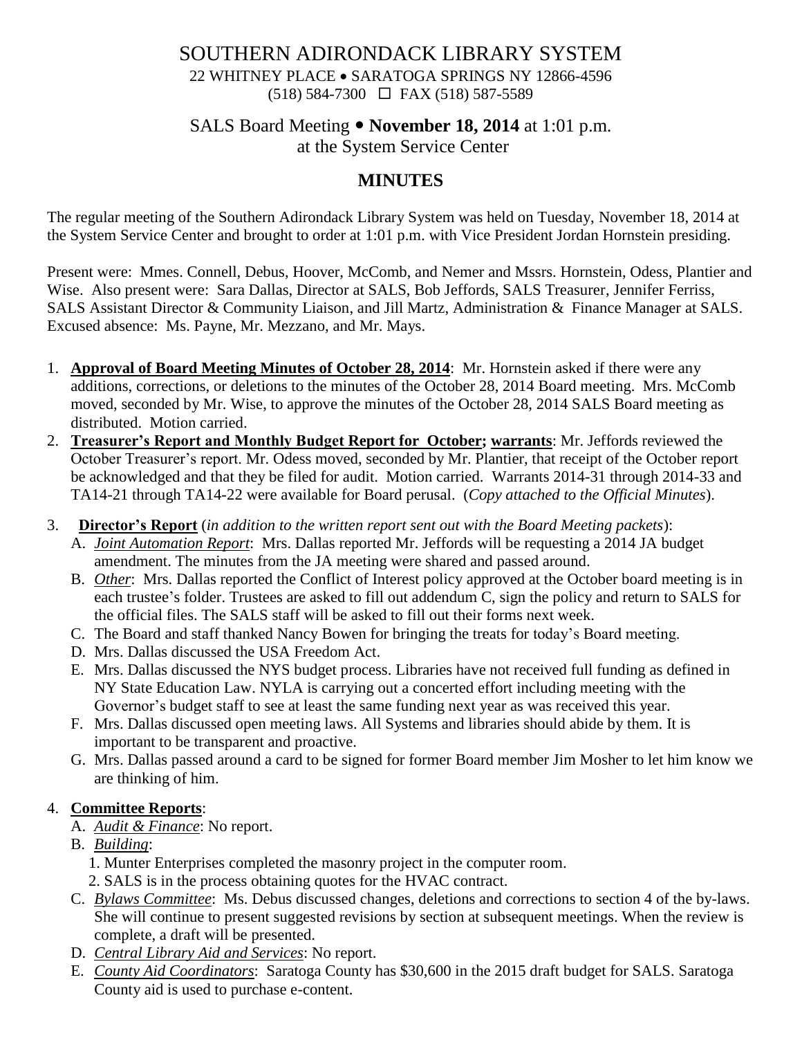# SOUTHERN ADIRONDACK LIBRARY SYSTEM

22 WHITNEY PLACE • SARATOGA SPRINGS NY 12866-4596
(518) 584-7300 ☐ FAX (518) 587-5589

## SALS Board Meeting • **November 18, 2014** at 1:01 p.m. at the System Service Center

## MINUTES

The regular meeting of the Southern Adirondack Library System was held on Tuesday, November 18, 2014 at the System Service Center and brought to order at 1:01 p.m. with Vice President Jordan Hornstein presiding.

Present were: Mmes. Connell, Debus, Hoover, McComb, and Nemer and Mssrs. Hornstein, Odess, Plantier and Wise. Also present were: Sara Dallas, Director at SALS, Bob Jeffords, SALS Treasurer, Jennifer Ferriss, SALS Assistant Director & Community Liaison, and Jill Martz, Administration & Finance Manager at SALS. Excused absence: Ms. Payne, Mr. Mezzano, and Mr. Mays.

1. **Approval of Board Meeting Minutes of October 28, 2014**: Mr. Hornstein asked if there were any additions, corrections, or deletions to the minutes of the October 28, 2014 Board meeting. Mrs. McComb moved, seconded by Mr. Wise, to approve the minutes of the October 28, 2014 SALS Board meeting as distributed. Motion carried.
2. **Treasurer's Report and Monthly Budget Report for October; warrants**: Mr. Jeffords reviewed the October Treasurer's report. Mr. Odess moved, seconded by Mr. Plantier, that receipt of the October report be acknowledged and that they be filed for audit. Motion carried. Warrants 2014-31 through 2014-33 and TA14-21 through TA14-22 were available for Board perusal. (*Copy attached to the Official Minutes*).
3. **Director's Report** (*in addition to the written report sent out with the Board Meeting packets*):
   - A. *Joint Automation Report*: Mrs. Dallas reported Mr. Jeffords will be requesting a 2014 JA budget amendment. The minutes from the JA meeting were shared and passed around.
   - B. *Other*: Mrs. Dallas reported the Conflict of Interest policy approved at the October board meeting is in each trustee's folder. Trustees are asked to fill out addendum C, sign the policy and return to SALS for the official files. The SALS staff will be asked to fill out their forms next week.
   - C. The Board and staff thanked Nancy Bowen for bringing the treats for today's Board meeting.
   - D. Mrs. Dallas discussed the USA Freedom Act.
   - E. Mrs. Dallas discussed the NYS budget process. Libraries have not received full funding as defined in NY State Education Law. NYLA is carrying out a concerted effort including meeting with the Governor's budget staff to see at least the same funding next year as was received this year.
   - F. Mrs. Dallas discussed open meeting laws. All Systems and libraries should abide by them. It is important to be transparent and proactive.
   - G. Mrs. Dallas passed around a card to be signed for former Board member Jim Mosher to let him know we are thinking of him.
4. **Committee Reports**:
   - A. *Audit & Finance*: No report.
   - B. *Building*:
     1. Munter Enterprises completed the masonry project in the computer room.
     2. SALS is in the process obtaining quotes for the HVAC contract.
   - C. *Bylaws Committee*: Ms. Debus discussed changes, deletions and corrections to section 4 of the by-laws. She will continue to present suggested revisions by section at subsequent meetings. When the review is complete, a draft will be presented.
   - D. *Central Library Aid and Services*: No report.
   - E. *County Aid Coordinators*: Saratoga County has $30,600 in the 2015 draft budget for SALS. Saratoga County aid is used to purchase e-content.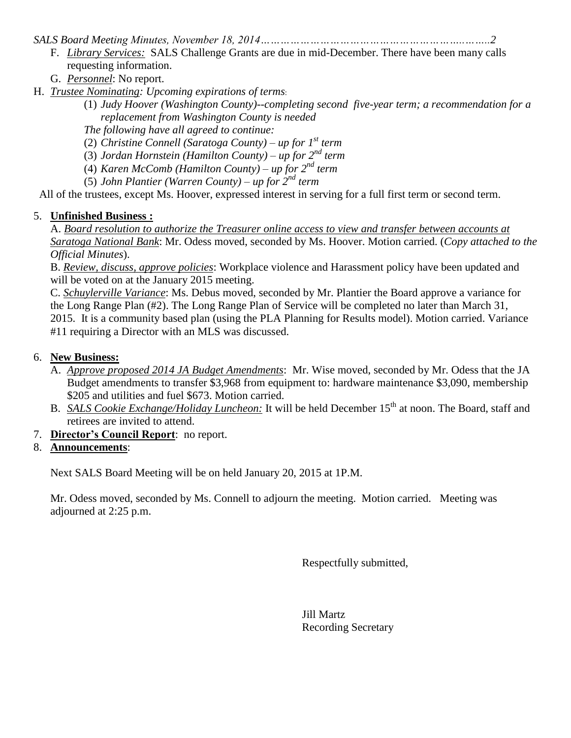F. *Library Services:* SALS Challenge Grants are due in mid-December. There have been many calls requesting information.

G. *Personnel*: No report.

H. *Trustee Nominating: Upcoming expirations of terms:*

(1) *Judy Hoover (Washington County)--completing second five-year term; a recommendation for a replacement from Washington County is needed*

*The following have all agreed to continue:*

(2) *Christine Connell (Saratoga County) – up for 1st term*

(3) *Jordan Hornstein (Hamilton County) – up for 2nd term*

(4) *Karen McComb (Hamilton County) – up for 2nd term*

(5) *John Plantier (Warren County) – up for 2nd term*

All of the trustees, except Ms. Hoover, expressed interest in serving for a full first term or second term.

5. **Unfinished Business :**

A. *Board resolution to authorize the Treasurer online access to view and transfer between accounts at Saratoga National Bank*: Mr. Odess moved, seconded by Ms. Hoover. Motion carried. (*Copy attached to the Official Minutes*).

B. *Review, discuss, approve policies*: Workplace violence and Harassment policy have been updated and will be voted on at the January 2015 meeting.

C. *Schuylerville Variance*: Ms. Debus moved, seconded by Mr. Plantier the Board approve a variance for the Long Range Plan (#2). The Long Range Plan of Service will be completed no later than March 31, 2015. It is a community based plan (using the PLA Planning for Results model). Motion carried. Variance #11 requiring a Director with an MLS was discussed.

6. **New Business:**

A. *Approve proposed 2014 JA Budget Amendments*: Mr. Wise moved, seconded by Mr. Odess that the JA Budget amendments to transfer $3,968 from equipment to: hardware maintenance $3,090, membership $205 and utilities and fuel $673. Motion carried.

B. *SALS Cookie Exchange/Holiday Luncheon:* It will be held December 15th at noon. The Board, staff and retirees are invited to attend.

7. **Director's Council Report**: no report.

8. **Announcements**:

Next SALS Board Meeting will be on held January 20, 2015 at 1P.M.

Mr. Odess moved, seconded by Ms. Connell to adjourn the meeting. Motion carried. Meeting was adjourned at 2:25 p.m.

Respectfully submitted,

Jill Martz
Recording Secretary